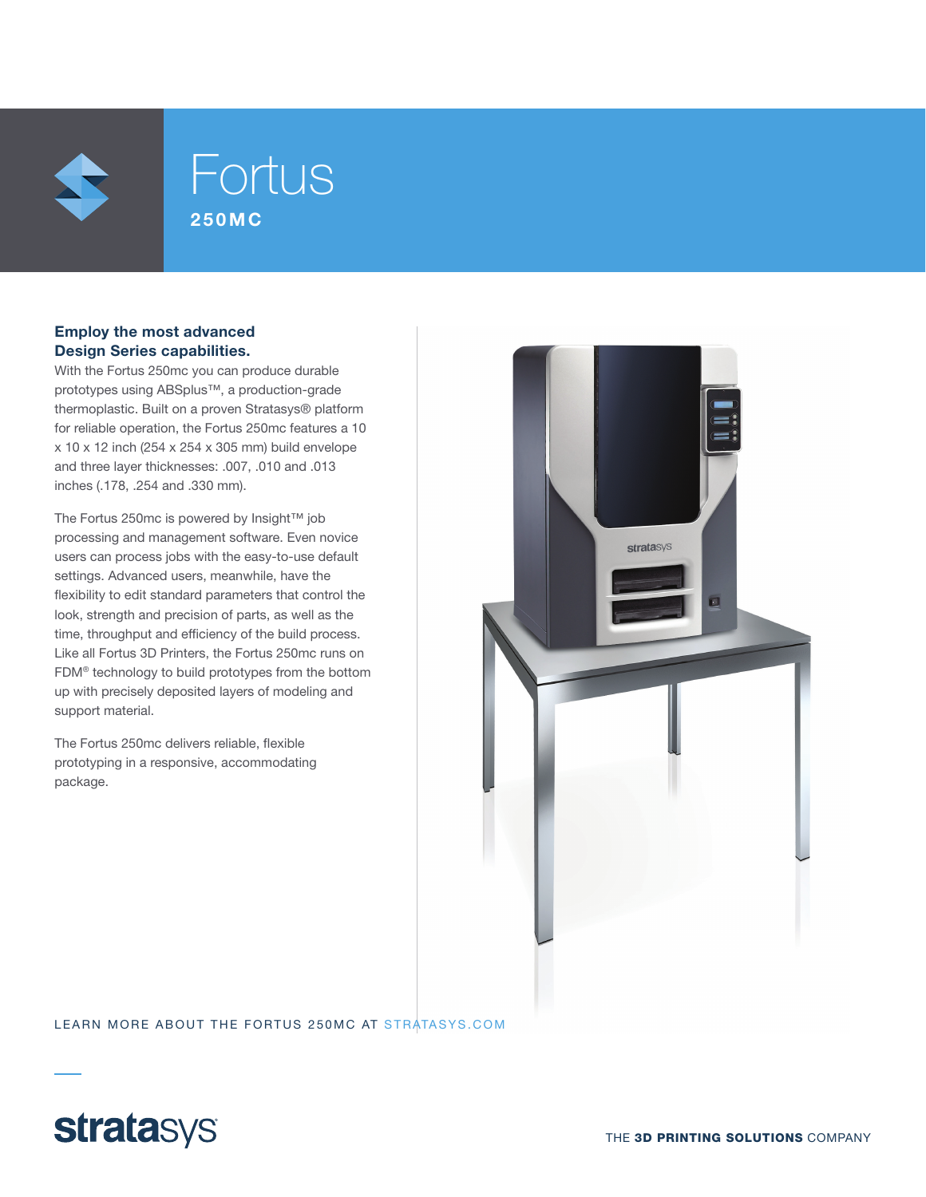# Fortus

## 250MC

### Employ the most advanced Design Series capabilities.

With the Fortus 250mc you can produce durable prototypes using ABSplus™, a production-grade thermoplastic. Built on a proven Stratasys® platform for reliable operation, the Fortus 250mc features a 10 x 10 x 12 inch (254 x 254 x 305 mm) build envelope and three layer thicknesses: .007, .010 and .013 inches (.178, .254 and .330 mm).

The Fortus 250mc is powered by Insight™ job processing and management software. Even novice users can process jobs with the easy-to-use default settings. Advanced users, meanwhile, have the flexibility to edit standard parameters that control the look, strength and precision of parts, as well as the time, throughput and efficiency of the build process. Like all Fortus 3D Printers, the Fortus 250mc runs on FDM® technology to build prototypes from the bottom up with precisely deposited layers of modeling and support material.

The Fortus 250mc delivers reliable, flexible prototyping in a responsive, accommodating package.

LEARN MORE ABOUT THE FORTUS 250MC AT STRATASYS.COM

stratasys

THE **3D PRINTING SOLUTIONS** COMPANY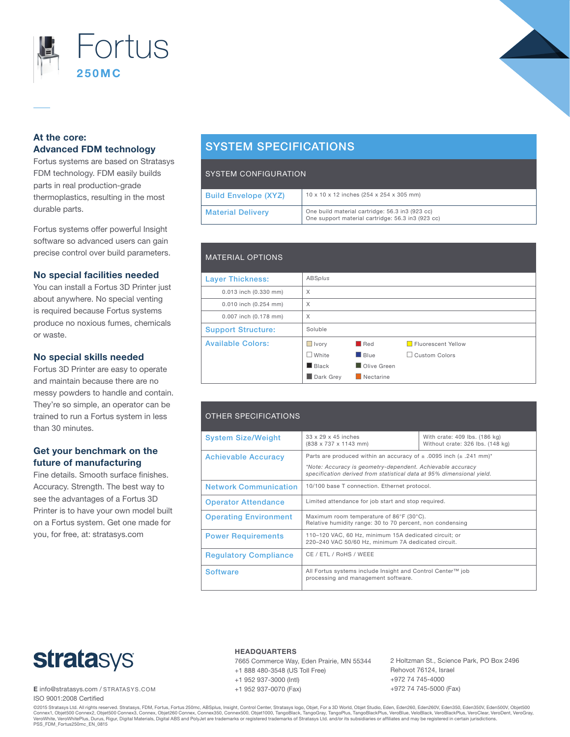# Fortus

## 250MC

### At the core: Advanced FDM technology

Fortus systems are based on Stratasys FDM technology. FDM easily builds parts in real production-grade thermoplastics, resulting in the most durable parts.

Fortus systems offer powerful Insight software so advanced users can gain precise control over build parameters.

### No special facilities needed

You can install a Fortus 3D Printer just about anywhere. No special venting is required because Fortus systems produce no noxious fumes, chemicals or waste.

### No special skills needed

Fortus 3D Printer are easy to operate and maintain because there are no messy powders to handle and contain. They're so simple, an operator can be trained to run a Fortus system in less than 30 minutes.

### Get your benchmark on the future of manufacturing

Fine details. Smooth surface finishes. Accuracy. Strength. The best way to see the advantages of a Fortus 3D Printer is to have your own model built on a Fortus system. Get one made for you, for free, at: stratasys.com

## SYSTEM SPECIFICATIONS

### SYSTEM CONFIGURATION

| | |
|---|---|
| Build Envelope (XYZ) | 10 x 10 x 12 inches (254 x 254 x 305 mm) |
| Material Delivery | One build material cartridge: 56.3 in3 (923 cc)<br>One support material cartridge: 56.3 in3 (923 cc) |

### MATERIAL OPTIONS

| | | | |
|---|---|---|---|
| Layer Thickness: | ABS*plus* | | |
| 0.013 inch (0.330 mm) | X | | |
| 0.010 inch (0.254 mm) | X | | |
| 0.007 inch (0.178 mm) | X | | |
| Support Structure: | Soluble | | |
| Available Colors: | Ivory | Red | Fluorescent Yellow |
| | White | Blue | Custom Colors |
| | Black | Olive Green | |
| | Dark Grey | Nectarine | |

### OTHER SPECIFICATIONS

| | | |
|---|---|---|
| System Size/Weight | 33 x 29 x 45 inches<br>(838 x 737 x 1143 mm) | With crate: 409 lbs. (186 kg)<br>Without crate: 326 lbs. (148 kg) |
| Achievable Accuracy | Parts are produced within an accuracy of ± .0095 inch (± .241 mm)*<br>*\*Note: Accuracy is geometry-dependent. Achievable accuracy specification derived from statistical data at 95% dimensional yield.* | |
| Network Communication | 10/100 base T connection. Ethernet protocol. | |
| Operator Attendance | Limited attendance for job start and stop required. | |
| Operating Environment | Maximum room temperature of 86°F (30°C).<br>Relative humidity range: 30 to 70 percent, non condensing | |
| Power Requirements | 110–120 VAC, 60 Hz, minimum 15A dedicated circuit; or<br>220–240 VAC 50/60 Hz, minimum 7A dedicated circuit. | |
| Regulatory Compliance | CE / ETL / RoHS / WEEE | |
| Software | All Fortus systems include Insight and Control Center™ job processing and management software. | |

stratasys

**E** info@stratasys.com / STRATASYS.COM
ISO 9001:2008 Certified

**HEADQUARTERS**

7665 Commerce Way, Eden Prairie, MN 55344
+1 888 480-3548 (US Toll Free)
+1 952 937-3000 (Intl)
+1 952 937-0070 (Fax)

2 Holtzman St., Science Park, PO Box 2496
Rehovot 76124, Israel
+972 74 745-4000
+972 74 745-5000 (Fax)

©2015 Stratasys Ltd. All rights reserved. Stratasys, FDM, Fortus, Fortus 250mc, ABSplus, Insight, Control Center, Stratasys logo, Objet, For a 3D World, Objet Studio, Eden, Eden260, Eden260V, Eden350, Eden350V, Eden500V, Objet500 Connex1, Objet500 Connex2, Objet500 Connex3, Connex, Objet260 Connex, Connex350, Connex500, Objet1000, TangoBlack, TangoGray, TangoPlus, TangoBlackPlus, VeroBlue, VeroBlack, VeroBlackPlus, VeroClear, VeroDent, VeroGray, VeroWhite, VeroWhitePlus, Durus, Rigur, Digital Materials, Digital ABS and PolyJet are trademarks or registered trademarks of Stratasys Ltd. and/or its subsidiaries or affiliates and may be registered in certain jurisdictions.
PSS_FDM_Fortus250mc_EN_0815